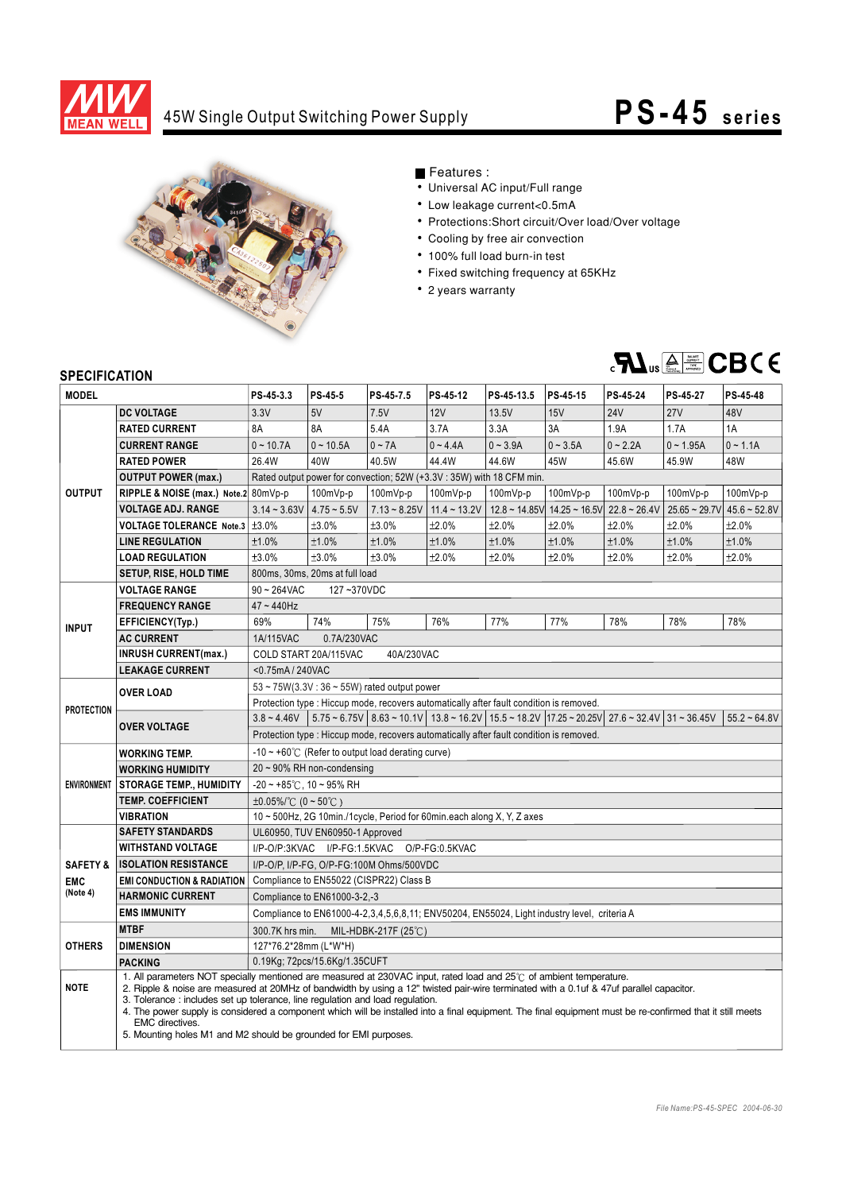# 45W Single Output Switching Power Supply

## PS-45 series

■ Features :

- Universal AC input/Full range
- Low leakage current<0.5mA
- Protections:Short circuit/Over load/Over voltage
- Cooling by free air convection
- 100% full load burn-in test
- Fixed switching frequency at 65KHz
- 2 years warranty

## SPECIFICATION

| MODEL | | PS-45-3.3 | PS-45-5 | PS-45-7.5 | PS-45-12 | PS-45-13.5 | PS-45-15 | PS-45-24 | PS-45-27 | PS-45-48 |
|---|---|---|---|---|---|---|---|---|---|---|
| OUTPUT | DC VOLTAGE | 3.3V | 5V | 7.5V | 12V | 13.5V | 15V | 24V | 27V | 48V |
| | RATED CURRENT | 8A | 8A | 5.4A | 3.7A | 3.3A | 3A | 1.9A | 1.7A | 1A |
| | CURRENT RANGE | 0 ~ 10.7A | 0 ~ 10.5A | 0 ~ 7A | 0 ~ 4.4A | 0 ~ 3.9A | 0 ~ 3.5A | 0 ~ 2.2A | 0 ~ 1.95A | 0 ~ 1.1A |
| | RATED POWER | 26.4W | 40W | 40.5W | 44.4W | 44.6W | 45W | 45.6W | 45.9W | 48W |
| | OUTPUT POWER (max.) | Rated output power for convection; 52W (+3.3V : 35W) with 18 CFM min. | | | | | | | | |
| | RIPPLE & NOISE (max.) Note.2 | 80mVp-p | 100mVp-p | 100mVp-p | 100mVp-p | 100mVp-p | 100mVp-p | 100mVp-p | 100mVp-p | 100mVp-p |
| | VOLTAGE ADJ. RANGE | 3.14 ~ 3.63V | 4.75 ~ 5.5V | 7.13 ~ 8.25V | 11.4 ~ 13.2V | 12.8 ~ 14.85V | 14.25 ~ 16.5V | 22.8 ~ 26.4V | 25.65 ~ 29.7V | 45.6 ~ 52.8V |
| | VOLTAGE TOLERANCE Note.3 | ±3.0% | ±3.0% | ±3.0% | ±2.0% | ±2.0% | ±2.0% | ±2.0% | ±2.0% | ±2.0% |
| | LINE REGULATION | ±1.0% | ±1.0% | ±1.0% | ±1.0% | ±1.0% | ±1.0% | ±1.0% | ±1.0% | ±1.0% |
| | LOAD REGULATION | ±3.0% | ±3.0% | ±3.0% | ±2.0% | ±2.0% | ±2.0% | ±2.0% | ±2.0% | ±2.0% |
| | SETUP, RISE, HOLD TIME | 800ms, 30ms, 20ms at full load | | | | | | | | |
| INPUT | VOLTAGE RANGE | 90 ~ 264VAC 127 ~370VDC | | | | | | | | |
| | FREQUENCY RANGE | 47 ~ 440Hz | | | | | | | | |
| | EFFICIENCY(Typ.) | 69% | 74% | 75% | 76% | 77% | 77% | 78% | 78% | 78% |
| | AC CURRENT | 1A/115VAC 0.7A/230VAC | | | | | | | | |
| | INRUSH CURRENT(max.) | COLD START 20A/115VAC 40A/230VAC | | | | | | | | |
| | LEAKAGE CURRENT | <0.75mA / 240VAC | | | | | | | | |
| PROTECTION | OVER LOAD | 53 ~ 75W(3.3V : 36 ~ 55W) rated output power | | | | | | | | |
| | | Protection type : Hiccup mode, recovers automatically after fault condition is removed. | | | | | | | | |
| | OVER VOLTAGE | 3.8 ~ 4.46V | 5.75 ~ 6.75V | 8.63 ~ 10.1V | 13.8 ~ 16.2V | 15.5 ~ 18.2V | 17.25 ~ 20.25V | 27.6 ~ 32.4V | 31 ~ 36.45V | 55.2 ~ 64.8V |
| | | Protection type : Hiccup mode, recovers automatically after fault condition is removed. | | | | | | | | |
| ENVIRONMENT | WORKING TEMP. | -10 ~ +60℃ (Refer to output load derating curve) | | | | | | | | |
| | WORKING HUMIDITY | 20 ~ 90% RH non-condensing | | | | | | | | |
| | STORAGE TEMP., HUMIDITY | -20 ~ +85℃, 10 ~ 95% RH | | | | | | | | |
| | TEMP. COEFFICIENT | ±0.05%/℃ (0 ~ 50℃) | | | | | | | | |
| | VIBRATION | 10 ~ 500Hz, 2G 10min./1cycle, Period for 60min.each along X, Y, Z axes | | | | | | | | |
| SAFETY & EMC (Note 4) | SAFETY STANDARDS | UL60950, TUV EN60950-1 Approved | | | | | | | | |
| | WITHSTAND VOLTAGE | I/P-O/P:3KVAC I/P-FG:1.5KVAC O/P-FG:0.5KVAC | | | | | | | | |
| | ISOLATION RESISTANCE | I/P-O/P, I/P-FG, O/P-FG:100M Ohms/500VDC | | | | | | | | |
| | EMI CONDUCTION & RADIATION | Compliance to EN55022 (CISPR22) Class B | | | | | | | | |
| | HARMONIC CURRENT | Compliance to EN61000-3-2,-3 | | | | | | | | |
| | EMS IMMUNITY | Compliance to EN61000-4-2,3,4,5,6,8,11; ENV50204, EN55024, Light industry level, criteria A | | | | | | | | |
| OTHERS | MTBF | 300.7K hrs min. MIL-HDBK-217F (25℃) | | | | | | | | |
| | DIMENSION | 127*76.2*28mm (L*W*H) | | | | | | | | |
| | PACKING | 0.19Kg; 72pcs/15.6Kg/1.35CUFT | | | | | | | | |

**NOTE**

1. All parameters NOT specially mentioned are measured at 230VAC input, rated load and 25℃ of ambient temperature.
2. Ripple & noise are measured at 20MHz of bandwidth by using a 12" twisted pair-wire terminated with a 0.1uf & 47uf parallel capacitor.
3. Tolerance : includes set up tolerance, line regulation and load regulation.
4. The power supply is considered a component which will be installed into a final equipment. The final equipment must be re-confirmed that it still meets EMC directives.
5. Mounting holes M1 and M2 should be grounded for EMI purposes.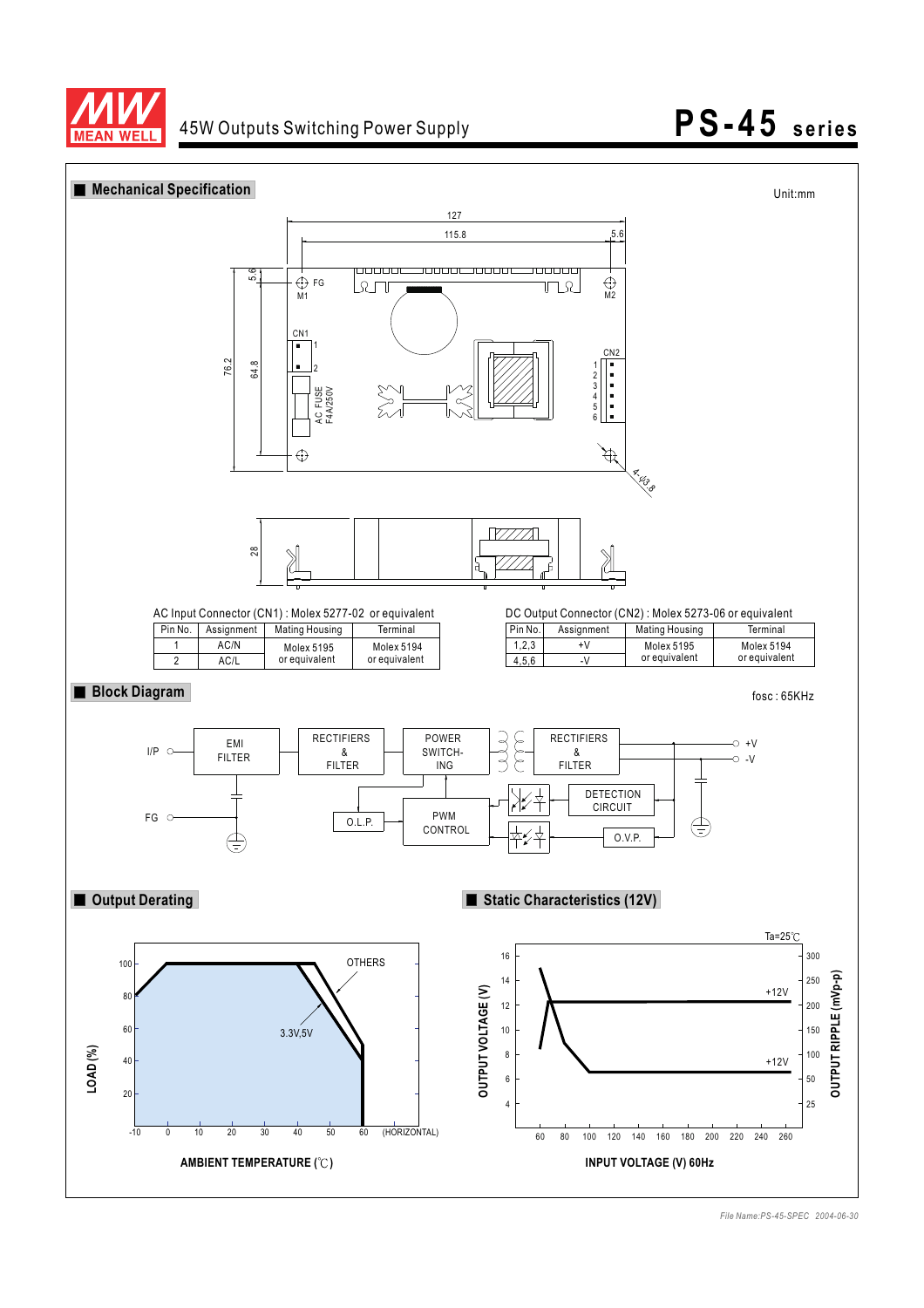# 45W Outputs Switching Power Supply

# PS-45 series

## Mechanical Specification

Unit:mm

127
115.8
5.6
5.6
76.2
64.8
FG
M1
M2
CN1
1
2
AC FUSE
F4A/250V
CN2
1
2
3
4
5
6
4-φ3.8
28

AC Input Connector (CN1) : Molex 5277-02 or equivalent

| Pin No. | Assignment | Mating Housing | Terminal |
|---|---|---|---|
| 1 | AC/N | Molex 5195 or equivalent | Molex 5194 or equivalent |
| 2 | AC/L | | |

DC Output Connector (CN2) : Molex 5273-06 or equivalent

| Pin No. | Assignment | Mating Housing | Terminal |
|---|---|---|---|
| 1,2,3 | +V | Molex 5195 or equivalent | Molex 5194 or equivalent |
| 4,5,6 | -V | | |

## Block Diagram

fosc : 65KHz

I/P
FG
EMI FILTER
RECTIFIERS & FILTER
POWER SWITCHING
RECTIFIERS & FILTER
+V
-V
O.L.P.
PWM CONTROL
DETECTION CIRCUIT
O.V.P.

## Output Derating

LOAD (%)
100
80
60
40
20
-10 0 10 20 30 40 50 60 (HORIZONTAL)
OTHERS
3.3V,5V
AMBIENT TEMPERATURE (℃)

## Static Characteristics (12V)

Ta=25℃
OUTPUT VOLTAGE (V)
16
14
12
10
8
6
4
OUTPUT RIPPLE (mVp-p)
300
250
200
150
100
50
25
+12V
+12V
60 80 100 120 140 160 180 200 220 240 260
INPUT VOLTAGE (V) 60Hz

*File Name:PS-45-SPEC 2004-06-30*